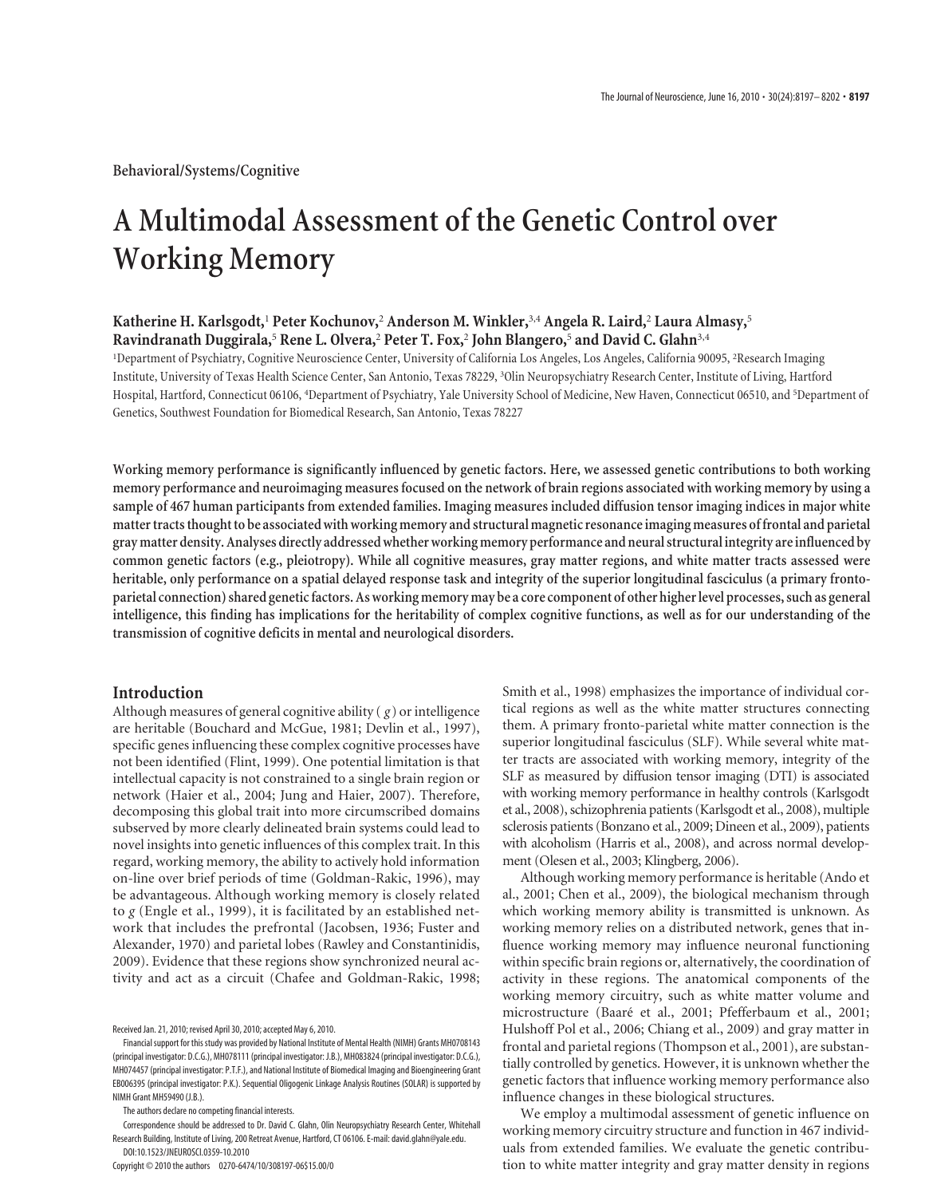Behavioral/Systems/Cognitive

# A Multimodal Assessment of the Genetic Control over Working Memory

**Katherine H. Karlsgodt,[1] Peter Kochunov,[2] Anderson M. Winkler,[3,4] Angela R. Laird,[2] Laura Almasy,[5] Ravindranath Duggirala,[5] Rene L. Olvera,[2] Peter T. Fox,[2] John Blangero,[5] and David C. Glahn[3,4]**

[1]Department of Psychiatry, Cognitive Neuroscience Center, University of California Los Angeles, Los Angeles, California 90095, [2]Research Imaging Institute, University of Texas Health Science Center, San Antonio, Texas 78229, [3]Olin Neuropsychiatry Research Center, Institute of Living, Hartford Hospital, Hartford, Connecticut 06106, [4]Department of Psychiatry, Yale University School of Medicine, New Haven, Connecticut 06510, and [5]Department of Genetics, Southwest Foundation for Biomedical Research, San Antonio, Texas 78227

**Working memory performance is significantly influenced by genetic factors. Here, we assessed genetic contributions to both working memory performance and neuroimaging measures focused on the network of brain regions associated with working memory by using a sample of 467 human participants from extended families. Imaging measures included diffusion tensor imaging indices in major white matter tracts thought to be associated with working memory and structural magnetic resonance imaging measures of frontal and parietal gray matter density. Analyses directly addressed whether working memory performance and neural structural integrity are influenced by common genetic factors (e.g., pleiotropy). While all cognitive measures, gray matter regions, and white matter tracts assessed were heritable, only performance on a spatial delayed response task and integrity of the superior longitudinal fasciculus (a primary fronto-parietal connection) shared genetic factors. As working memory may be a core component of other higher level processes, such as general intelligence, this finding has implications for the heritability of complex cognitive functions, as well as for our understanding of the transmission of cognitive deficits in mental and neurological disorders.**

## Introduction

Although measures of general cognitive ability ( *g* ) or intelligence are heritable (Bouchard and McGue, 1981; Devlin et al., 1997), specific genes influencing these complex cognitive processes have not been identified (Flint, 1999). One potential limitation is that intellectual capacity is not constrained to a single brain region or network (Haier et al., 2004; Jung and Haier, 2007). Therefore, decomposing this global trait into more circumscribed domains subserved by more clearly delineated brain systems could lead to novel insights into genetic influences of this complex trait. In this regard, working memory, the ability to actively hold information on-line over brief periods of time (Goldman-Rakic, 1996), may be advantageous. Although working memory is closely related to *g* (Engle et al., 1999), it is facilitated by an established network that includes the prefrontal (Jacobsen, 1936; Fuster and Alexander, 1970) and parietal lobes (Rawley and Constantinidis, 2009). Evidence that these regions show synchronized neural activity and act as a circuit (Chafee and Goldman-Rakic, 1998; Smith et al., 1998) emphasizes the importance of individual cortical regions as well as the white matter structures connecting them. A primary fronto-parietal white matter connection is the superior longitudinal fasciculus (SLF). While several white matter tracts are associated with working memory, integrity of the SLF as measured by diffusion tensor imaging (DTI) is associated with working memory performance in healthy controls (Karlsgodt et al., 2008), schizophrenia patients (Karlsgodt et al., 2008), multiple sclerosis patients (Bonzano et al., 2009; Dineen et al., 2009), patients with alcoholism (Harris et al., 2008), and across normal development (Olesen et al., 2003; Klingberg, 2006).

Although working memory performance is heritable (Ando et al., 2001; Chen et al., 2009), the biological mechanism through which working memory ability is transmitted is unknown. As working memory relies on a distributed network, genes that influence working memory may influence neuronal functioning within specific brain regions or, alternatively, the coordination of activity in these regions. The anatomical components of the working memory circuitry, such as white matter volume and microstructure (Baaré et al., 2001; Pfefferbaum et al., 2001; Hulshoff Pol et al., 2006; Chiang et al., 2009) and gray matter in frontal and parietal regions (Thompson et al., 2001), are substantially controlled by genetics. However, it is unknown whether the genetic factors that influence working memory performance also influence changes in these biological structures.

We employ a multimodal assessment of genetic influence on working memory circuitry structure and function in 467 individuals from extended families. We evaluate the genetic contribution to white matter integrity and gray matter density in regions

Received Jan. 21, 2010; revised April 30, 2010; accepted May 6, 2010.

Financial support for this study was provided by National Institute of Mental Health (NIMH) Grants MH0708143 (principal investigator: D.C.G.), MH078111 (principal investigator: J.B.), MH083824 (principal investigator: D.C.G.), MH074457 (principal investigator: P.T.F.), and National Institute of Biomedical Imaging and Bioengineering Grant EB006395 (principal investigator: P.K.). Sequential Oligogenic Linkage Analysis Routines (SOLAR) is supported by NIMH Grant MH59490 (J.B.).

The authors declare no competing financial interests.

Correspondence should be addressed to Dr. David C. Glahn, Olin Neuropsychiatry Research Center, Whitehall Research Building, Institute of Living, 200 Retreat Avenue, Hartford, CT 06106. E-mail: david.glahn@yale.edu.

DOI:10.1523/JNEUROSCI.0359-10.2010

Copyright © 2010 the authors 0270-6474/10/308197-06$15.00/0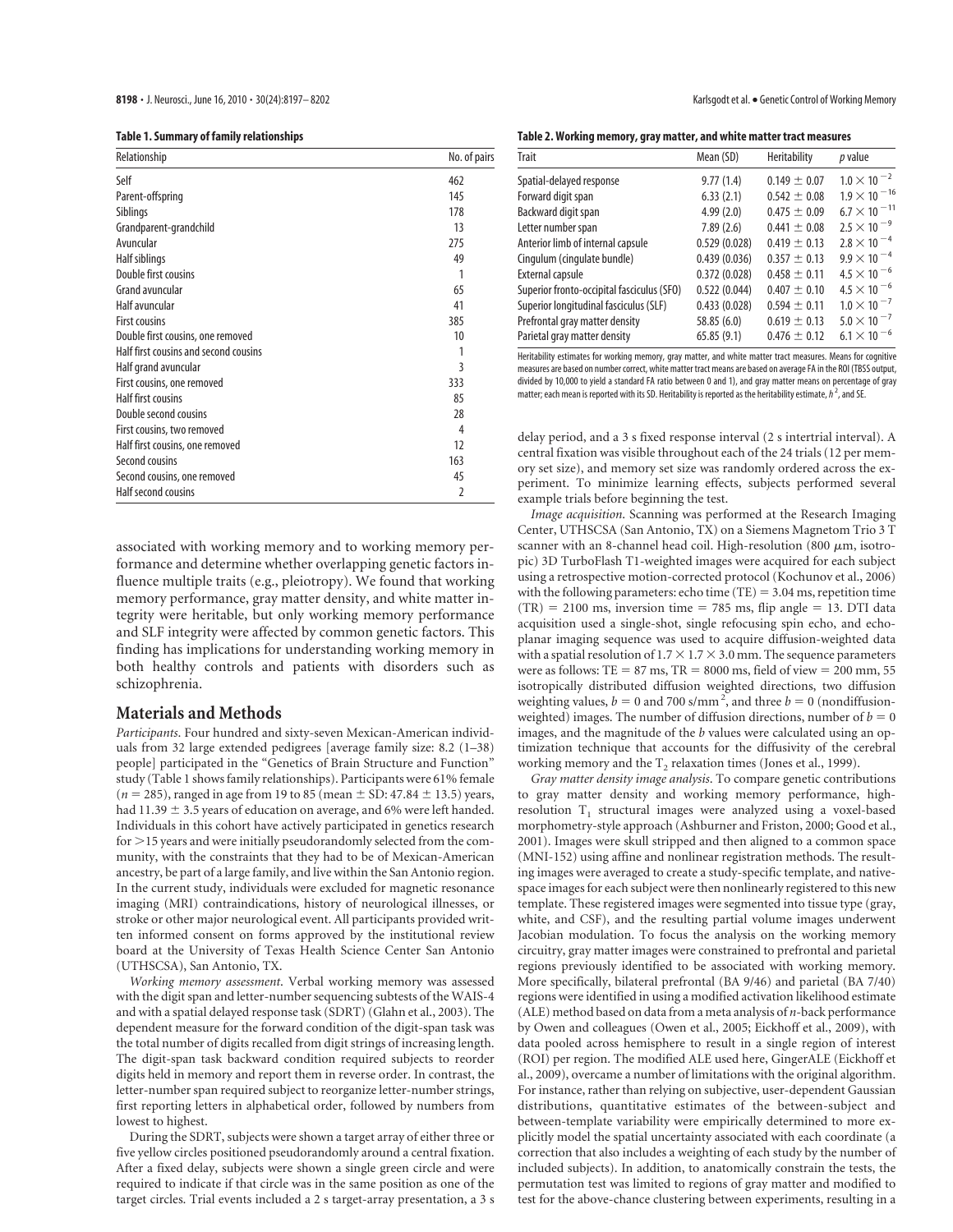**Table 1. Summary of family relationships**

| Relationship | No. of pairs |
|---|---|
| Self | 462 |
| Parent-offspring | 145 |
| Siblings | 178 |
| Grandparent-grandchild | 13 |
| Avuncular | 275 |
| Half siblings | 49 |
| Double first cousins | 1 |
| Grand avuncular | 65 |
| Half avuncular | 41 |
| First cousins | 385 |
| Double first cousins, one removed | 10 |
| Half first cousins and second cousins | 1 |
| Half grand avuncular | 3 |
| First cousins, one removed | 333 |
| Half first cousins | 85 |
| Double second cousins | 28 |
| First cousins, two removed | 4 |
| Half first cousins, one removed | 12 |
| Second cousins | 163 |
| Second cousins, one removed | 45 |
| Half second cousins | 2 |

**Table 2. Working memory, gray matter, and white matter tract measures**

| Trait | Mean (SD) | Heritability | p value |
|---|---|---|---|
| Spatial-delayed response | 9.77 (1.4) | $0.149 \pm 0.07$ | $1.0 \times 10^{-2}$ |
| Forward digit span | 6.33 (2.1) | $0.542 \pm 0.08$ | $1.9 \times 10^{-16}$ |
| Backward digit span | 4.99 (2.0) | $0.475 \pm 0.09$ | $6.7 \times 10^{-11}$ |
| Letter number span | 7.89 (2.6) | $0.441 \pm 0.08$ | $2.5 \times 10^{-9}$ |
| Anterior limb of internal capsule | 0.529 (0.028) | $0.419 \pm 0.13$ | $2.8 \times 10^{-4}$ |
| Cingulum (cingulate bundle) | 0.439 (0.036) | $0.357 \pm 0.13$ | $9.9 \times 10^{-4}$ |
| External capsule | 0.372 (0.028) | $0.458 \pm 0.11$ | $4.5 \times 10^{-6}$ |
| Superior fronto-occipital fasciculus (SFO) | 0.522 (0.044) | $0.407 \pm 0.10$ | $4.5 \times 10^{-6}$ |
| Superior longitudinal fasciculus (SLF) | 0.433 (0.028) | $0.594 \pm 0.11$ | $1.0 \times 10^{-7}$ |
| Prefrontal gray matter density | 58.85 (6.0) | $0.619 \pm 0.13$ | $5.0 \times 10^{-7}$ |
| Parietal gray matter density | 65.85 (9.1) | $0.476 \pm 0.12$ | $6.1 \times 10^{-6}$ |

Heritability estimates for working memory, gray matter, and white matter tract measures. Means for cognitive measures are based on number correct, white matter tract means are based on average FA in the ROI (TBSS output, divided by 10,000 to yield a standard FA ratio between 0 and 1), and gray matter means on percentage of gray matter; each mean is reported with its SD. Heritability is reported as the heritability estimate, $h^2$, and SE.

associated with working memory and to working memory performance and determine whether overlapping genetic factors influence multiple traits (e.g., pleiotropy). We found that working memory performance, gray matter density, and white matter integrity were heritable, but only working memory performance and SLF integrity were affected by common genetic factors. This finding has implications for understanding working memory in both healthy controls and patients with disorders such as schizophrenia.

## Materials and Methods

*Participants.* Four hundred and sixty-seven Mexican-American individuals from 32 large extended pedigrees [average family size: 8.2 (1–38) people] participated in the "Genetics of Brain Structure and Function" study (Table 1 shows family relationships). Participants were 61% female ($n = 285$), ranged in age from 19 to 85 (mean ± SD: 47.84 ± 13.5) years, had 11.39 ± 3.5 years of education on average, and 6% were left handed. Individuals in this cohort have actively participated in genetics research for >15 years and were initially pseudorandomly selected from the community, with the constraints that they had to be of Mexican-American ancestry, be part of a large family, and live within the San Antonio region. In the current study, individuals were excluded for magnetic resonance imaging (MRI) contraindications, history of neurological illnesses, or stroke or other major neurological event. All participants provided written informed consent on forms approved by the institutional review board at the University of Texas Health Science Center San Antonio (UTHSCSA), San Antonio, TX.

*Working memory assessment.* Verbal working memory was assessed with the digit span and letter-number sequencing subtests of the WAIS-4 and with a spatial delayed response task (SDRT) (Glahn et al., 2003). The dependent measure for the forward condition of the digit-span task was the total number of digits recalled from digit strings of increasing length. The digit-span task backward condition required subjects to reorder digits held in memory and report them in reverse order. In contrast, the letter-number span required subject to reorganize letter-number strings, first reporting letters in alphabetical order, followed by numbers from lowest to highest.

During the SDRT, subjects were shown a target array of either three or five yellow circles positioned pseudorandomly around a central fixation. After a fixed delay, subjects were shown a single green circle and were required to indicate if that circle was in the same position as one of the target circles. Trial events included a 2 s target-array presentation, a 3 s delay period, and a 3 s fixed response interval (2 s intertrial interval). A central fixation was visible throughout each of the 24 trials (12 per memory set size), and memory set size was randomly ordered across the experiment. To minimize learning effects, subjects performed several example trials before beginning the test.

*Image acquisition.* Scanning was performed at the Research Imaging Center, UTHSCSA (San Antonio, TX) on a Siemens Magnetom Trio 3 T scanner with an 8-channel head coil. High-resolution (800 μm, isotropic) 3D TurboFlash T1-weighted images were acquired for each subject using a retrospective motion-corrected protocol (Kochunov et al., 2006) with the following parameters: echo time (TE) = 3.04 ms, repetition time (TR) = 2100 ms, inversion time = 785 ms, flip angle = 13. DTI data acquisition used a single-shot, single refocusing spin echo, and echo-planar imaging sequence was used to acquire diffusion-weighted data with a spatial resolution of $1.7 \times 1.7 \times 3.0$ mm. The sequence parameters were as follows: TE = 87 ms, TR = 8000 ms, field of view = 200 mm, 55 isotropically distributed diffusion weighted directions, two diffusion weighting values, $b = 0$ and 700 s/mm$^2$, and three $b = 0$ (nondiffusion-weighted) images. The number of diffusion directions, number of $b = 0$ images, and the magnitude of the $b$ values were calculated using an optimization technique that accounts for the diffusivity of the cerebral working memory and the $T_2$ relaxation times (Jones et al., 1999).

*Gray matter density image analysis.* To compare genetic contributions to gray matter density and working memory performance, high-resolution $T_1$ structural images were analyzed using a voxel-based morphometry-style approach (Ashburner and Friston, 2000; Good et al., 2001). Images were skull stripped and then aligned to a common space (MNI-152) using affine and nonlinear registration methods. The resulting images were averaged to create a study-specific template, and native-space images for each subject were then nonlinearly registered to this new template. These registered images were segmented into tissue type (gray, white, and CSF), and the resulting partial volume images underwent Jacobian modulation. To focus the analysis on the working memory circuitry, gray matter images were constrained to prefrontal and parietal regions previously identified to be associated with working memory. More specifically, bilateral prefrontal (BA 9/46) and parietal (BA 7/40) regions were identified in using a modified activation likelihood estimate (ALE) method based on data from a meta analysis of *n*-back performance by Owen and colleagues (Owen et al., 2005; Eickhoff et al., 2009), with data pooled across hemisphere to result in a single region of interest (ROI) per region. The modified ALE used here, GingerALE (Eickhoff et al., 2009), overcame a number of limitations with the original algorithm. For instance, rather than relying on subjective, user-dependent Gaussian distributions, quantitative estimates of the between-subject and between-template variability were empirically determined to more explicitly model the spatial uncertainty associated with each coordinate (a correction that also includes a weighting of each study by the number of included subjects). In addition, to anatomically constrain the tests, the permutation test was limited to regions of gray matter and modified to test for the above-chance clustering between experiments, resulting in a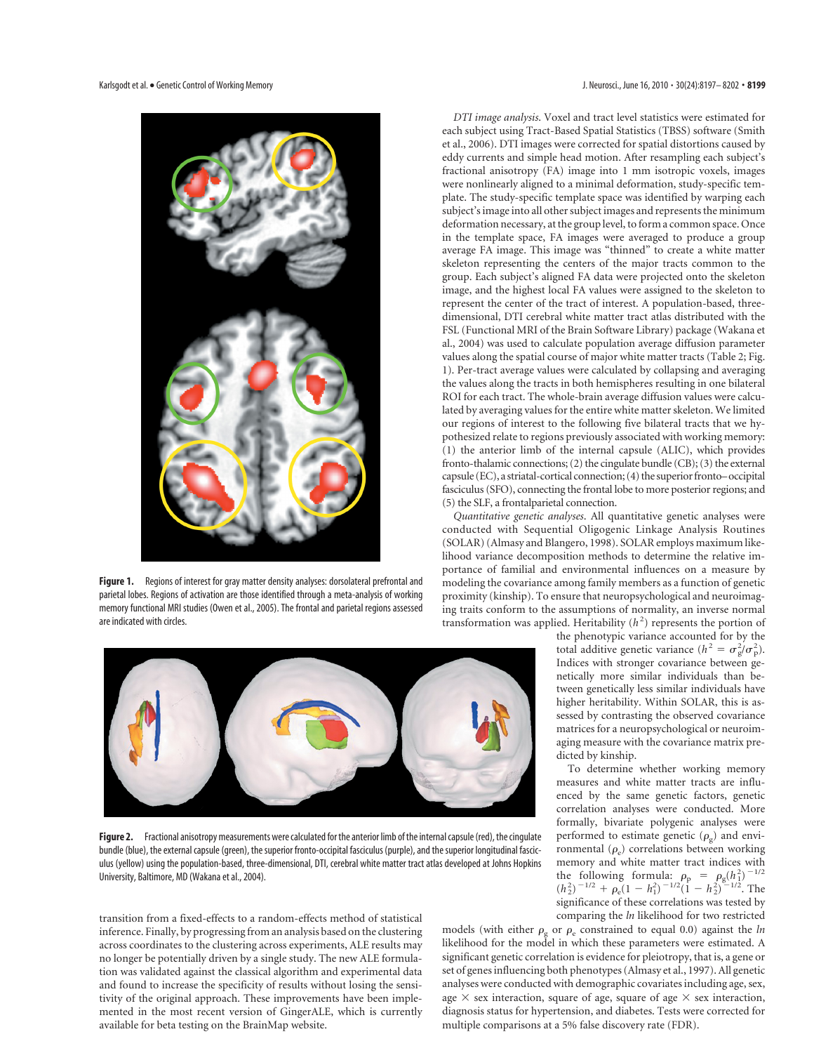**Figure 1.** Regions of interest for gray matter density analyses: dorsolateral prefrontal and parietal lobes. Regions of activation are those identified through a meta-analysis of working memory functional MRI studies (Owen et al., 2005). The frontal and parietal regions assessed are indicated with circles.

**Figure 2.** Fractional anisotropy measurements were calculated for the anterior limb of the internal capsule (red), the cingulate bundle (blue), the external capsule (green), the superior fronto-occipital fasciculus (purple), and the superior longitudinal fasciculus (yellow) using the population-based, three-dimensional, DTI, cerebral white matter tract atlas developed at Johns Hopkins University, Baltimore, MD (Wakana et al., 2004).

transition from a fixed-effects to a random-effects method of statistical inference. Finally, by progressing from an analysis based on the clustering across coordinates to the clustering across experiments, ALE results may no longer be potentially driven by a single study. The new ALE formulation was validated against the classical algorithm and experimental data and found to increase the specificity of results without losing the sensitivity of the original approach. These improvements have been implemented in the most recent version of GingerALE, which is currently available for beta testing on the BrainMap website.

*DTI image analysis.* Voxel and tract level statistics were estimated for each subject using Tract-Based Spatial Statistics (TBSS) software (Smith et al., 2006). DTI images were corrected for spatial distortions caused by eddy currents and simple head motion. After resampling each subject's fractional anisotropy (FA) image into 1 mm isotropic voxels, images were nonlinearly aligned to a minimal deformation, study-specific template. The study-specific template space was identified by warping each subject's image into all other subject images and represents the minimum deformation necessary, at the group level, to form a common space. Once in the template space, FA images were averaged to produce a group average FA image. This image was "thinned" to create a white matter skeleton representing the centers of the major tracts common to the group. Each subject's aligned FA data were projected onto the skeleton image, and the highest local FA values were assigned to the skeleton to represent the center of the tract of interest. A population-based, three-dimensional, DTI cerebral white matter tract atlas distributed with the FSL (Functional MRI of the Brain Software Library) package (Wakana et al., 2004) was used to calculate population average diffusion parameter values along the spatial course of major white matter tracts (Table 2; Fig. 1). Per-tract average values were calculated by collapsing and averaging the values along the tracts in both hemispheres resulting in one bilateral ROI for each tract. The whole-brain average diffusion values were calculated by averaging values for the entire white matter skeleton. We limited our regions of interest to the following five bilateral tracts that we hypothesized relate to regions previously associated with working memory: (1) the anterior limb of the internal capsule (ALIC), which provides fronto-thalamic connections; (2) the cingulate bundle (CB); (3) the external capsule (EC), a striatal-cortical connection; (4) the superior fronto–occipital fasciculus (SFO), connecting the frontal lobe to more posterior regions; and (5) the SLF, a frontalparietal connection.

*Quantitative genetic analyses.* All quantitative genetic analyses were conducted with Sequential Oligogenic Linkage Analysis Routines (SOLAR) (Almasy and Blangero, 1998). SOLAR employs maximum likelihood variance decomposition methods to determine the relative importance of familial and environmental influences on a measure by modeling the covariance among family members as a function of genetic proximity (kinship). To ensure that neuropsychological and neuroimaging traits conform to the assumptions of normality, an inverse normal transformation was applied. Heritability ($h^2$) represents the portion of the phenotypic variance accounted for by the total additive genetic variance ($h^2 = \sigma_g^2/\sigma_p^2$). Indices with stronger covariance between genetically more similar individuals than between genetically less similar individuals have higher heritability. Within SOLAR, this is assessed by contrasting the observed covariance matrices for a neuropsychological or neuroimaging measure with the covariance matrix predicted by kinship.

To determine whether working memory measures and white matter tracts are influenced by the same genetic factors, genetic correlation analyses were conducted. More formally, bivariate polygenic analyses were performed to estimate genetic ($\rho_g$) and environmental ($\rho_e$) correlations between working memory and white matter tract indices with the following formula: $\rho_p = \rho_g(h_1^2)^{-1/2}(h_2^2)^{-1/2} + \rho_e(1 - h_1^2)^{-1/2}(1 - h_2^2)^{-1/2}$. The significance of these correlations was tested by comparing the *ln* likelihood for two restricted models (with either $\rho_g$ or $\rho_e$ constrained to equal 0.0) against the *ln* likelihood for the model in which these parameters were estimated. A significant genetic correlation is evidence for pleiotropy, that is, a gene or set of genes influencing both phenotypes (Almasy et al., 1997). All genetic analyses were conducted with demographic covariates including age, sex, age × sex interaction, square of age, square of age × sex interaction, diagnosis status for hypertension, and diabetes. Tests were corrected for multiple comparisons at a 5% false discovery rate (FDR).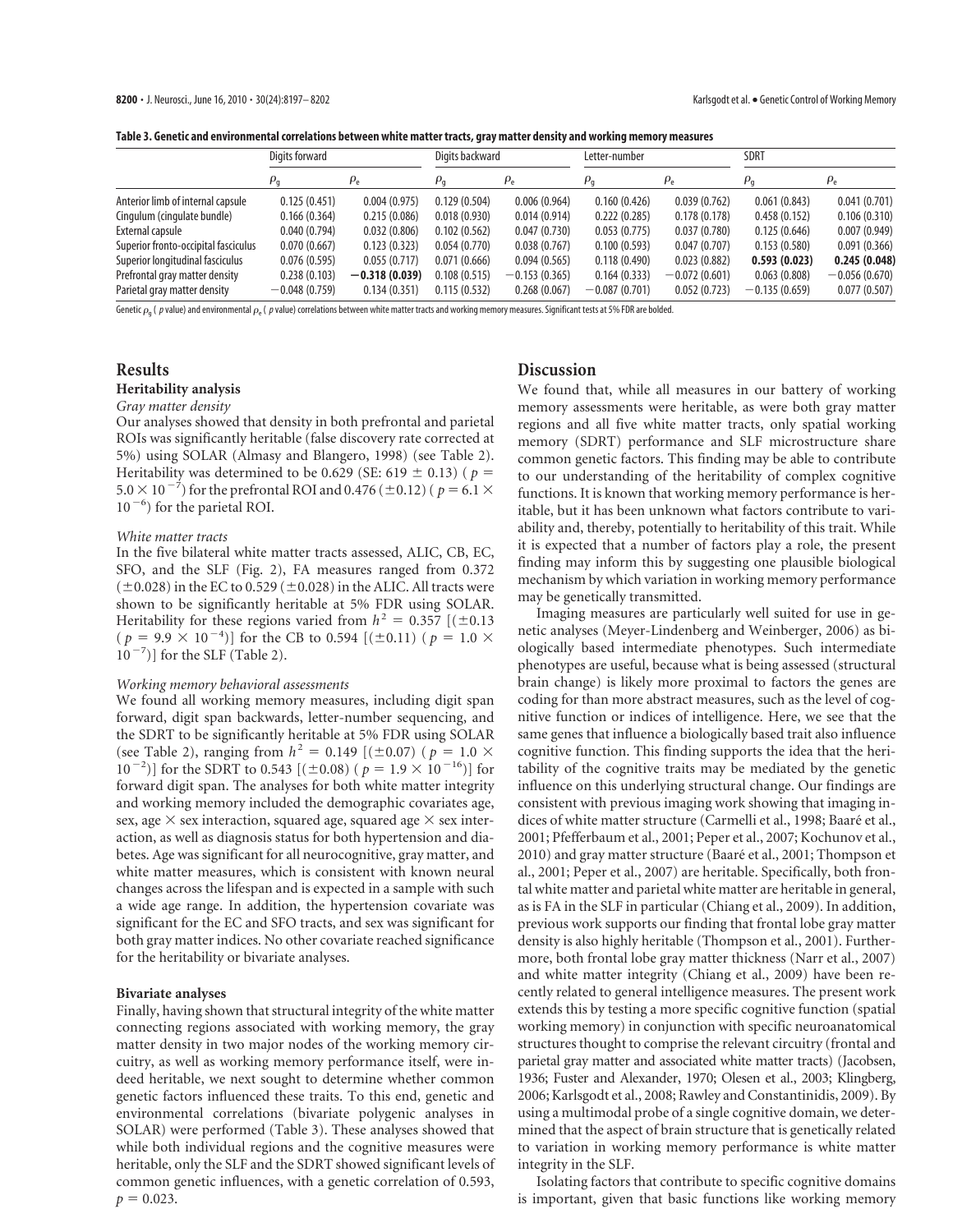**Table 3. Genetic and environmental correlations between white matter tracts, gray matter density and working memory measures**

| | Digits forward | | Digits backward | | Letter-number | | SDRT | |
|---|---|---|---|---|---|---|---|---|
| | $\rho_g$ | $\rho_e$ | $\rho_g$ | $\rho_e$ | $\rho_g$ | $\rho_e$ | $\rho_g$ | $\rho_e$ |
| Anterior limb of internal capsule | 0.125 (0.451) | 0.004 (0.975) | 0.129 (0.504) | 0.006 (0.964) | 0.160 (0.426) | 0.039 (0.762) | 0.061 (0.843) | 0.041 (0.701) |
| Cingulum (cingulate bundle) | 0.166 (0.364) | 0.215 (0.086) | 0.018 (0.930) | 0.014 (0.914) | 0.222 (0.285) | 0.178 (0.178) | 0.458 (0.152) | 0.106 (0.310) |
| External capsule | 0.040 (0.794) | 0.032 (0.806) | 0.102 (0.562) | 0.047 (0.730) | 0.053 (0.775) | 0.037 (0.780) | 0.125 (0.646) | 0.007 (0.949) |
| Superior fronto-occipital fasciculus | 0.070 (0.667) | 0.123 (0.323) | 0.054 (0.770) | 0.038 (0.767) | 0.100 (0.593) | 0.047 (0.707) | 0.153 (0.580) | 0.091 (0.366) |
| Superior longitudinal fasciculus | 0.076 (0.595) | 0.055 (0.717) | 0.071 (0.666) | 0.094 (0.565) | 0.118 (0.490) | 0.023 (0.882) | **0.593 (0.023)** | **0.245 (0.048)** |
| Prefrontal gray matter density | 0.238 (0.103) | **−0.318 (0.039)** | 0.108 (0.515) | −0.153 (0.365) | 0.164 (0.333) | −0.072 (0.601) | 0.063 (0.808) | −0.056 (0.670) |
| Parietal gray matter density | −0.048 (0.759) | 0.134 (0.351) | 0.115 (0.532) | 0.268 (0.067) | −0.087 (0.701) | 0.052 (0.723) | −0.135 (0.659) | 0.077 (0.507) |

Genetic $\rho_g$ ( *p* value) and environmental $\rho_e$ ( *p* value) correlations between white matter tracts and working memory measures. Significant tests at 5% FDR are bolded.

## Results

### Heritability analysis

*Gray matter density*

Our analyses showed that density in both prefrontal and parietal ROIs was significantly heritable (false discovery rate corrected at 5%) using SOLAR (Almasy and Blangero, 1998) (see Table 2). Heritability was determined to be 0.629 (SE: 619 ± 0.13) ( $p = 5.0 \times 10^{-7}$) for the prefrontal ROI and 0.476 (±0.12) ( $p = 6.1 \times 10^{-6}$) for the parietal ROI.

*White matter tracts*

In the five bilateral white matter tracts assessed, ALIC, CB, EC, SFO, and the SLF (Fig. 2), FA measures ranged from 0.372 (±0.028) in the EC to 0.529 (±0.028) in the ALIC. All tracts were shown to be significantly heritable at 5% FDR using SOLAR. Heritability for these regions varied from $h^2 = 0.357$ [(±0.13 ( $p = 9.9 \times 10^{-4}$)] for the CB to 0.594 [(±0.11) ( $p = 1.0 \times 10^{-7}$)] for the SLF (Table 2).

*Working memory behavioral assessments*

We found all working memory measures, including digit span forward, digit span backwards, letter-number sequencing, and the SDRT to be significantly heritable at 5% FDR using SOLAR (see Table 2), ranging from $h^2 = 0.149$ [(±0.07) ( $p = 1.0 \times 10^{-2}$)] for the SDRT to 0.543 [(±0.08) ( $p = 1.9 \times 10^{-16}$)] for forward digit span. The analyses for both white matter integrity and working memory included the demographic covariates age, sex, age × sex interaction, squared age, squared age × sex interaction, as well as diagnosis status for both hypertension and diabetes. Age was significant for all neurocognitive, gray matter, and white matter measures, which is consistent with known neural changes across the lifespan and is expected in a sample with such a wide age range. In addition, the hypertension covariate was significant for the EC and SFO tracts, and sex was significant for both gray matter indices. No other covariate reached significance for the heritability or bivariate analyses.

### Bivariate analyses

Finally, having shown that structural integrity of the white matter connecting regions associated with working memory, the gray matter density in two major nodes of the working memory circuitry, as well as working memory performance itself, were indeed heritable, we next sought to determine whether common genetic factors influenced these traits. To this end, genetic and environmental correlations (bivariate polygenic analyses in SOLAR) were performed (Table 3). These analyses showed that while both individual regions and the cognitive measures were heritable, only the SLF and the SDRT showed significant levels of common genetic influences, with a genetic correlation of 0.593, $p = 0.023$.

## Discussion

We found that, while all measures in our battery of working memory assessments were heritable, as were both gray matter regions and all five white matter tracts, only spatial working memory (SDRT) performance and SLF microstructure share common genetic factors. This finding may be able to contribute to our understanding of the heritability of complex cognitive functions. It is known that working memory performance is heritable, but it has been unknown what factors contribute to variability and, thereby, potentially to heritability of this trait. While it is expected that a number of factors play a role, the present finding may inform this by suggesting one plausible biological mechanism by which variation in working memory performance may be genetically transmitted.

Imaging measures are particularly well suited for use in genetic analyses (Meyer-Lindenberg and Weinberger, 2006) as biologically based intermediate phenotypes. Such intermediate phenotypes are useful, because what is being assessed (structural brain change) is likely more proximal to factors the genes are coding for than more abstract measures, such as the level of cognitive function or indices of intelligence. Here, we see that the same genes that influence a biologically based trait also influence cognitive function. This finding supports the idea that the heritability of the cognitive traits may be mediated by the genetic influence on this underlying structural change. Our findings are consistent with previous imaging work showing that imaging indices of white matter structure (Carmelli et al., 1998; Baaré et al., 2001; Pfefferbaum et al., 2001; Peper et al., 2007; Kochunov et al., 2010) and gray matter structure (Baaré et al., 2001; Thompson et al., 2001; Peper et al., 2007) are heritable. Specifically, both frontal white matter and parietal white matter are heritable in general, as is FA in the SLF in particular (Chiang et al., 2009). In addition, previous work supports our finding that frontal lobe gray matter density is also highly heritable (Thompson et al., 2001). Furthermore, both frontal lobe gray matter thickness (Narr et al., 2007) and white matter integrity (Chiang et al., 2009) have been recently related to general intelligence measures. The present work extends this by testing a more specific cognitive function (spatial working memory) in conjunction with specific neuroanatomical structures thought to comprise the relevant circuitry (frontal and parietal gray matter and associated white matter tracts) (Jacobsen, 1936; Fuster and Alexander, 1970; Olesen et al., 2003; Klingberg, 2006; Karlsgodt et al., 2008; Rawley and Constantinidis, 2009). By using a multimodal probe of a single cognitive domain, we determined that the aspect of brain structure that is genetically related to variation in working memory performance is white matter integrity in the SLF.

Isolating factors that contribute to specific cognitive domains is important, given that basic functions like working memory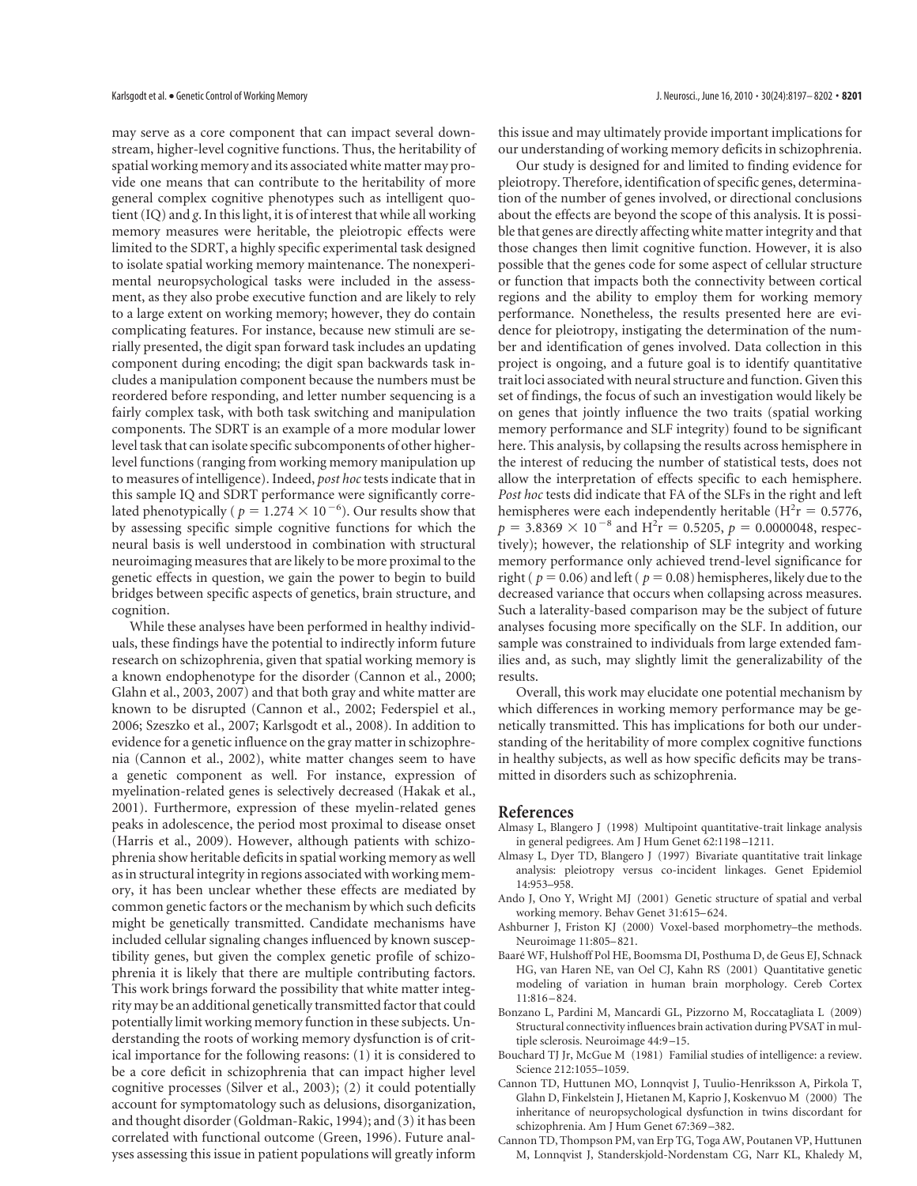may serve as a core component that can impact several downstream, higher-level cognitive functions. Thus, the heritability of spatial working memory and its associated white matter may provide one means that can contribute to the heritability of more general complex cognitive phenotypes such as intelligent quotient (IQ) and *g*. In this light, it is of interest that while all working memory measures were heritable, the pleiotropic effects were limited to the SDRT, a highly specific experimental task designed to isolate spatial working memory maintenance. The nonexperimental neuropsychological tasks were included in the assessment, as they also probe executive function and are likely to rely to a large extent on working memory; however, they do contain complicating features. For instance, because new stimuli are serially presented, the digit span forward task includes an updating component during encoding; the digit span backwards task includes a manipulation component because the numbers must be reordered before responding, and letter number sequencing is a fairly complex task, with both task switching and manipulation components. The SDRT is an example of a more modular lower level task that can isolate specific subcomponents of other higher-level functions (ranging from working memory manipulation up to measures of intelligence). Indeed, *post hoc* tests indicate that in this sample IQ and SDRT performance were significantly correlated phenotypically ( $p = 1.274 \times 10^{-6}$). Our results show that by assessing specific simple cognitive functions for which the neural basis is well understood in combination with structural neuroimaging measures that are likely to be more proximal to the genetic effects in question, we gain the power to begin to build bridges between specific aspects of genetics, brain structure, and cognition.

While these analyses have been performed in healthy individuals, these findings have the potential to indirectly inform future research on schizophrenia, given that spatial working memory is a known endophenotype for the disorder (Cannon et al., 2000; Glahn et al., 2003, 2007) and that both gray and white matter are known to be disrupted (Cannon et al., 2002; Federspiel et al., 2006; Szeszko et al., 2007; Karlsgodt et al., 2008). In addition to evidence for a genetic influence on the gray matter in schizophrenia (Cannon et al., 2002), white matter changes seem to have a genetic component as well. For instance, expression of myelination-related genes is selectively decreased (Hakak et al., 2001). Furthermore, expression of these myelin-related genes peaks in adolescence, the period most proximal to disease onset (Harris et al., 2009). However, although patients with schizophrenia show heritable deficits in spatial working memory as well as in structural integrity in regions associated with working memory, it has been unclear whether these effects are mediated by common genetic factors or the mechanism by which such deficits might be genetically transmitted. Candidate mechanisms have included cellular signaling changes influenced by known susceptibility genes, but given the complex genetic profile of schizophrenia it is likely that there are multiple contributing factors. This work brings forward the possibility that white matter integrity may be an additional genetically transmitted factor that could potentially limit working memory function in these subjects. Understanding the roots of working memory dysfunction is of critical importance for the following reasons: (1) it is considered to be a core deficit in schizophrenia that can impact higher level cognitive processes (Silver et al., 2003); (2) it could potentially account for symptomatology such as delusions, disorganization, and thought disorder (Goldman-Rakic, 1994); and (3) it has been correlated with functional outcome (Green, 1996). Future analyses assessing this issue in patient populations will greatly inform this issue and may ultimately provide important implications for our understanding of working memory deficits in schizophrenia.

Our study is designed for and limited to finding evidence for pleiotropy. Therefore, identification of specific genes, determination of the number of genes involved, or directional conclusions about the effects are beyond the scope of this analysis. It is possible that genes are directly affecting white matter integrity and that those changes then limit cognitive function. However, it is also possible that the genes code for some aspect of cellular structure or function that impacts both the connectivity between cortical regions and the ability to employ them for working memory performance. Nonetheless, the results presented here are evidence for pleiotropy, instigating the determination of the number and identification of genes involved. Data collection in this project is ongoing, and a future goal is to identify quantitative trait loci associated with neural structure and function. Given this set of findings, the focus of such an investigation would likely be on genes that jointly influence the two traits (spatial working memory performance and SLF integrity) found to be significant here. This analysis, by collapsing the results across hemisphere in the interest of reducing the number of statistical tests, does not allow the interpretation of effects specific to each hemisphere. *Post hoc* tests did indicate that FA of the SLFs in the right and left hemispheres were each independently heritable ($H^2r = 0.5776$, $p = 3.8369 \times 10^{-8}$ and $H^2r = 0.5205$, $p = 0.0000048$, respectively); however, the relationship of SLF integrity and working memory performance only achieved trend-level significance for right ( $p = 0.06$) and left ( $p = 0.08$) hemispheres, likely due to the decreased variance that occurs when collapsing across measures. Such a laterality-based comparison may be the subject of future analyses focusing more specifically on the SLF. In addition, our sample was constrained to individuals from large extended families and, as such, may slightly limit the generalizability of the results.

Overall, this work may elucidate one potential mechanism by which differences in working memory performance may be genetically transmitted. This has implications for both our understanding of the heritability of more complex cognitive functions in healthy subjects, as well as how specific deficits may be transmitted in disorders such as schizophrenia.

## References

Almasy L, Blangero J (1998) Multipoint quantitative-trait linkage analysis in general pedigrees. Am J Hum Genet 62:1198–1211.

Almasy L, Dyer TD, Blangero J (1997) Bivariate quantitative trait linkage analysis: pleiotropy versus co-incident linkages. Genet Epidemiol 14:953–958.

Ando J, Ono Y, Wright MJ (2001) Genetic structure of spatial and verbal working memory. Behav Genet 31:615–624.

Ashburner J, Friston KJ (2000) Voxel-based morphometry–the methods. Neuroimage 11:805–821.

Baaré WF, Hulshoff Pol HE, Boomsma DI, Posthuma D, de Geus EJ, Schnack HG, van Haren NE, van Oel CJ, Kahn RS (2001) Quantitative genetic modeling of variation in human brain morphology. Cereb Cortex 11:816–824.

Bonzano L, Pardini M, Mancardi GL, Pizzorno M, Roccatagliata L (2009) Structural connectivity influences brain activation during PVSAT in multiple sclerosis. Neuroimage 44:9–15.

Bouchard TJ Jr, McGue M (1981) Familial studies of intelligence: a review. Science 212:1055–1059.

Cannon TD, Huttunen MO, Lonnqvist J, Tuulio-Henriksson A, Pirkola T, Glahn D, Finkelstein J, Hietanen M, Kaprio J, Koskenvuo M (2000) The inheritance of neuropsychological dysfunction in twins discordant for schizophrenia. Am J Hum Genet 67:369–382.

Cannon TD, Thompson PM, van Erp TG, Toga AW, Poutanen VP, Huttunen M, Lonnqvist J, Standerskjold-Nordenstam CG, Narr KL, Khaledy M,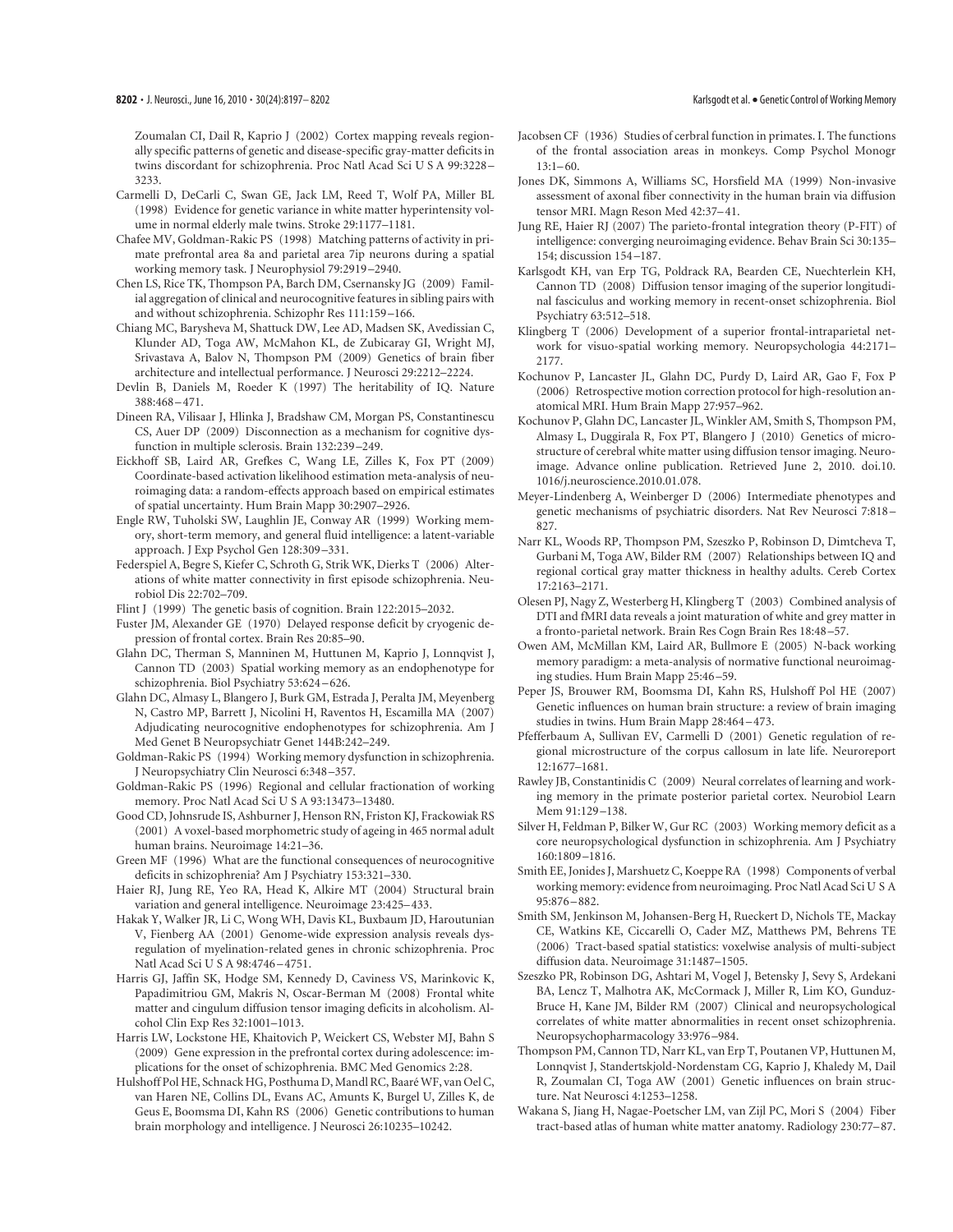Zoumalan CI, Dail R, Kaprio J (2002) Cortex mapping reveals regionally specific patterns of genetic and disease-specific gray-matter deficits in twins discordant for schizophrenia. Proc Natl Acad Sci U S A 99:3228–3233.

Carmelli D, DeCarli C, Swan GE, Jack LM, Reed T, Wolf PA, Miller BL (1998) Evidence for genetic variance in white matter hyperintensity volume in normal elderly male twins. Stroke 29:1177–1181.

Chafee MV, Goldman-Rakic PS (1998) Matching patterns of activity in primate prefrontal area 8a and parietal area 7ip neurons during a spatial working memory task. J Neurophysiol 79:2919–2940.

Chen LS, Rice TK, Thompson PA, Barch DM, Csernansky JG (2009) Familial aggregation of clinical and neurocognitive features in sibling pairs with and without schizophrenia. Schizophr Res 111:159–166.

Chiang MC, Barysheva M, Shattuck DW, Lee AD, Madsen SK, Avedissian C, Klunder AD, Toga AW, McMahon KL, de Zubicaray GI, Wright MJ, Srivastava A, Balov N, Thompson PM (2009) Genetics of brain fiber architecture and intellectual performance. J Neurosci 29:2212–2224.

Devlin B, Daniels M, Roeder K (1997) The heritability of IQ. Nature 388:468–471.

Dineen RA, Vilisaar J, Hlinka J, Bradshaw CM, Morgan PS, Constantinescu CS, Auer DP (2009) Disconnection as a mechanism for cognitive dysfunction in multiple sclerosis. Brain 132:239–249.

Eickhoff SB, Laird AR, Grefkes C, Wang LE, Zilles K, Fox PT (2009) Coordinate-based activation likelihood estimation meta-analysis of neuroimaging data: a random-effects approach based on empirical estimates of spatial uncertainty. Hum Brain Mapp 30:2907–2926.

Engle RW, Tuholski SW, Laughlin JE, Conway AR (1999) Working memory, short-term memory, and general fluid intelligence: a latent-variable approach. J Exp Psychol Gen 128:309–331.

Federspiel A, Begre S, Kiefer C, Schroth G, Strik WK, Dierks T (2006) Alterations of white matter connectivity in first episode schizophrenia. Neurobiol Dis 22:702–709.

Flint J (1999) The genetic basis of cognition. Brain 122:2015–2032.

Fuster JM, Alexander GE (1970) Delayed response deficit by cryogenic depression of frontal cortex. Brain Res 20:85–90.

Glahn DC, Therman S, Manninen M, Huttunen M, Kaprio J, Lonnqvist J, Cannon TD (2003) Spatial working memory as an endophenotype for schizophrenia. Biol Psychiatry 53:624–626.

Glahn DC, Almasy L, Blangero J, Burk GM, Estrada J, Peralta JM, Meyenberg N, Castro MP, Barrett J, Nicolini H, Raventos H, Escamilla MA (2007) Adjudicating neurocognitive endophenotypes for schizophrenia. Am J Med Genet B Neuropsychiatr Genet 144B:242–249.

Goldman-Rakic PS (1994) Working memory dysfunction in schizophrenia. J Neuropsychiatry Clin Neurosci 6:348–357.

Goldman-Rakic PS (1996) Regional and cellular fractionation of working memory. Proc Natl Acad Sci U S A 93:13473–13480.

Good CD, Johnsrude IS, Ashburner J, Henson RN, Friston KJ, Frackowiak RS (2001) A voxel-based morphometric study of ageing in 465 normal adult human brains. Neuroimage 14:21–36.

Green MF (1996) What are the functional consequences of neurocognitive deficits in schizophrenia? Am J Psychiatry 153:321–330.

Haier RJ, Jung RE, Yeo RA, Head K, Alkire MT (2004) Structural brain variation and general intelligence. Neuroimage 23:425–433.

Hakak Y, Walker JR, Li C, Wong WH, Davis KL, Buxbaum JD, Haroutunian V, Fienberg AA (2001) Genome-wide expression analysis reveals dysregulation of myelination-related genes in chronic schizophrenia. Proc Natl Acad Sci U S A 98:4746–4751.

Harris GJ, Jaffin SK, Hodge SM, Kennedy D, Caviness VS, Marinkovic K, Papadimitriou GM, Makris N, Oscar-Berman M (2008) Frontal white matter and cingulum diffusion tensor imaging deficits in alcoholism. Alcohol Clin Exp Res 32:1001–1013.

Harris LW, Lockstone HE, Khaitovich P, Weickert CS, Webster MJ, Bahn S (2009) Gene expression in the prefrontal cortex during adolescence: implications for the onset of schizophrenia. BMC Med Genomics 2:28.

Hulshoff Pol HE, Schnack HG, Posthuma D, Mandl RC, Baaré WF, van Oel C, van Haren NE, Collins DL, Evans AC, Amunts K, Burgel U, Zilles K, de Geus E, Boomsma DI, Kahn RS (2006) Genetic contributions to human brain morphology and intelligence. J Neurosci 26:10235–10242.

Jacobsen CF (1936) Studies of cerbral function in primates. I. The functions of the frontal association areas in monkeys. Comp Psychol Monogr 13:1–60.

Jones DK, Simmons A, Williams SC, Horsfield MA (1999) Non-invasive assessment of axonal fiber connectivity in the human brain via diffusion tensor MRI. Magn Reson Med 42:37–41.

Jung RE, Haier RJ (2007) The parieto-frontal integration theory (P-FIT) of intelligence: converging neuroimaging evidence. Behav Brain Sci 30:135–154; discussion 154–187.

Karlsgodt KH, van Erp TG, Poldrack RA, Bearden CE, Nuechterlein KH, Cannon TD (2008) Diffusion tensor imaging of the superior longitudinal fasciculus and working memory in recent-onset schizophrenia. Biol Psychiatry 63:512–518.

Klingberg T (2006) Development of a superior frontal-intraparietal network for visuo-spatial working memory. Neuropsychologia 44:2171–2177.

Kochunov P, Lancaster JL, Glahn DC, Purdy D, Laird AR, Gao F, Fox P (2006) Retrospective motion correction protocol for high-resolution anatomical MRI. Hum Brain Mapp 27:957–962.

Kochunov P, Glahn DC, Lancaster JL, Winkler AM, Smith S, Thompson PM, Almasy L, Duggirala R, Fox PT, Blangero J (2010) Genetics of microstructure of cerebral white matter using diffusion tensor imaging. Neuroimage. Advance online publication. Retrieved June 2, 2010. doi.10.1016/j.neuroscience.2010.01.078.

Meyer-Lindenberg A, Weinberger D (2006) Intermediate phenotypes and genetic mechanisms of psychiatric disorders. Nat Rev Neurosci 7:818–827.

Narr KL, Woods RP, Thompson PM, Szeszko P, Robinson D, Dimtcheva T, Gurbani M, Toga AW, Bilder RM (2007) Relationships between IQ and regional cortical gray matter thickness in healthy adults. Cereb Cortex 17:2163–2171.

Olesen PJ, Nagy Z, Westerberg H, Klingberg T (2003) Combined analysis of DTI and fMRI data reveals a joint maturation of white and grey matter in a fronto-parietal network. Brain Res Cogn Brain Res 18:48–57.

Owen AM, McMillan KM, Laird AR, Bullmore E (2005) N-back working memory paradigm: a meta-analysis of normative functional neuroimaging studies. Hum Brain Mapp 25:46–59.

Peper JS, Brouwer RM, Boomsma DI, Kahn RS, Hulshoff Pol HE (2007) Genetic influences on human brain structure: a review of brain imaging studies in twins. Hum Brain Mapp 28:464–473.

Pfefferbaum A, Sullivan EV, Carmelli D (2001) Genetic regulation of regional microstructure of the corpus callosum in late life. Neuroreport 12:1677–1681.

Rawley JB, Constantinidis C (2009) Neural correlates of learning and working memory in the primate posterior parietal cortex. Neurobiol Learn Mem 91:129–138.

Silver H, Feldman P, Bilker W, Gur RC (2003) Working memory deficit as a core neuropsychological dysfunction in schizophrenia. Am J Psychiatry 160:1809–1816.

Smith EE, Jonides J, Marshuetz C, Koeppe RA (1998) Components of verbal working memory: evidence from neuroimaging. Proc Natl Acad Sci U S A 95:876–882.

Smith SM, Jenkinson M, Johansen-Berg H, Rueckert D, Nichols TE, Mackay CE, Watkins KE, Ciccarelli O, Cader MZ, Matthews PM, Behrens TE (2006) Tract-based spatial statistics: voxelwise analysis of multi-subject diffusion data. Neuroimage 31:1487–1505.

Szeszko PR, Robinson DG, Ashtari M, Vogel J, Betensky J, Sevy S, Ardekani BA, Lencz T, Malhotra AK, McCormack J, Miller R, Lim KO, Gunduz-Bruce H, Kane JM, Bilder RM (2007) Clinical and neuropsychological correlates of white matter abnormalities in recent onset schizophrenia. Neuropsychopharmacology 33:976–984.

Thompson PM, Cannon TD, Narr KL, van Erp T, Poutanen VP, Huttunen M, Lonnqvist J, Standertskjold-Nordenstam CG, Kaprio J, Khaledy M, Dail R, Zoumalan CI, Toga AW (2001) Genetic influences on brain structure. Nat Neurosci 4:1253–1258.

Wakana S, Jiang H, Nagae-Poetscher LM, van Zijl PC, Mori S (2004) Fiber tract-based atlas of human white matter anatomy. Radiology 230:77–87.